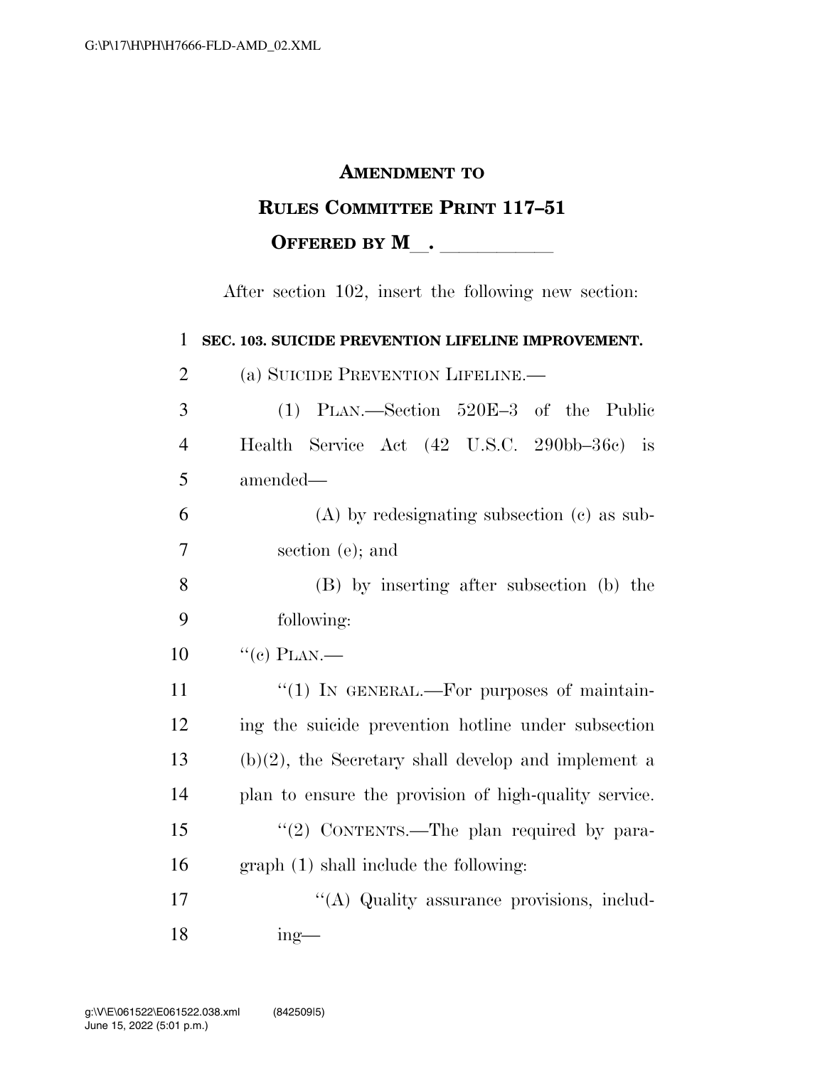**AMENDMENT TO**

**RULES COMMITTEE PRINT 117–51**

**OFFERED BY M\_\_. \_\_\_\_\_\_\_\_\_\_\_**

After section 102, insert the following new section:

**SEC. 103. SUICIDE PREVENTION LIFELINE IMPROVEMENT.**

(a) SUICIDE PREVENTION LIFELINE.—

(1) PLAN.—Section 520E–3 of the Public Health Service Act (42 U.S.C. 290bb–36c) is amended—

(A) by redesignating subsection (c) as subsection (e); and

(B) by inserting after subsection (b) the following:

"(c) PLAN.—

"(1) IN GENERAL.—For purposes of maintaining the suicide prevention hotline under subsection (b)(2), the Secretary shall develop and implement a plan to ensure the provision of high-quality service.

"(2) CONTENTS.—The plan required by paragraph (1) shall include the following:

"(A) Quality assurance provisions, including—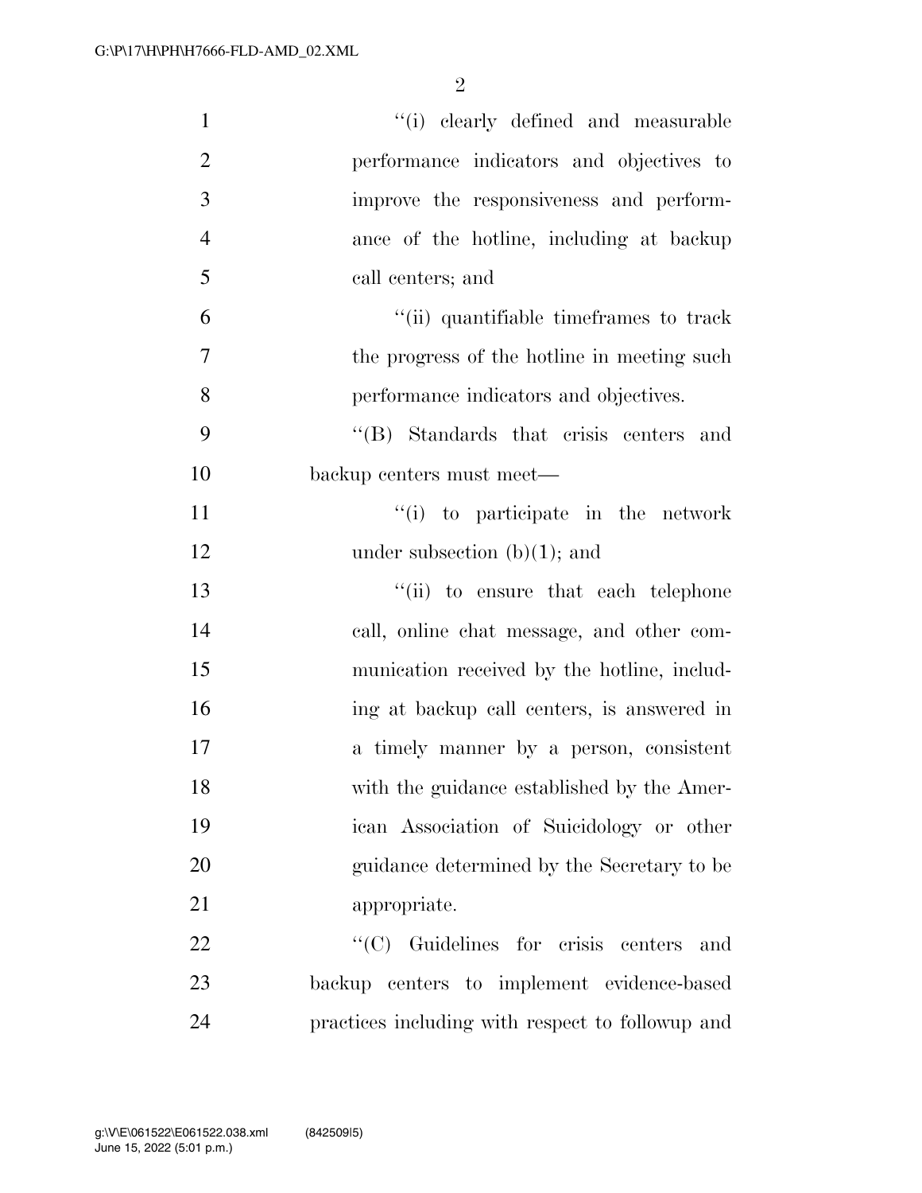''(i) clearly defined and measurable performance indicators and objectives to improve the responsiveness and performance of the hotline, including at backup call centers; and

''(ii) quantifiable timeframes to track the progress of the hotline in meeting such performance indicators and objectives.

''(B) Standards that crisis centers and backup centers must meet—

''(i) to participate in the network under subsection (b)(1); and

''(ii) to ensure that each telephone call, online chat message, and other communication received by the hotline, including at backup call centers, is answered in a timely manner by a person, consistent with the guidance established by the American Association of Suicidology or other guidance determined by the Secretary to be appropriate.

''(C) Guidelines for crisis centers and backup centers to implement evidence-based practices including with respect to followup and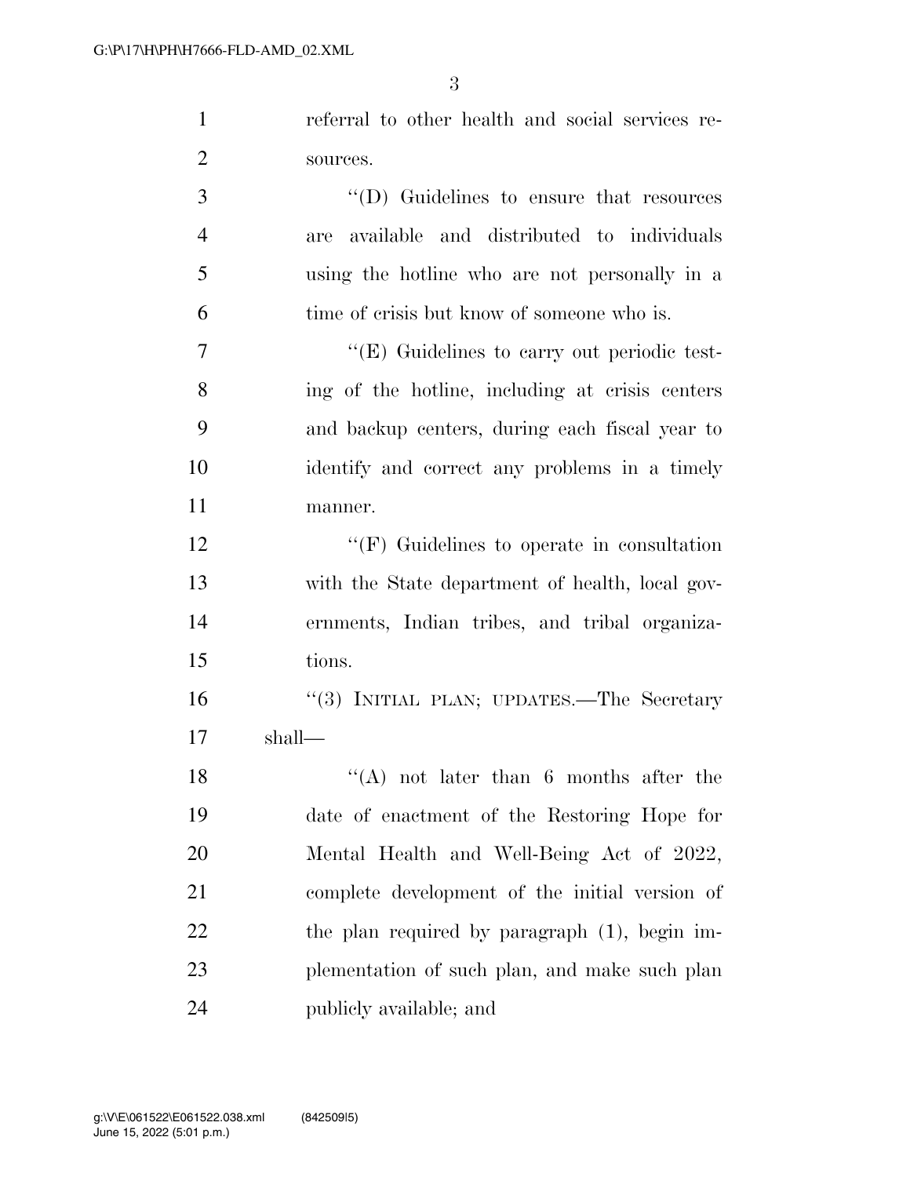referral to other health and social services resources.

''(D) Guidelines to ensure that resources are available and distributed to individuals using the hotline who are not personally in a time of crisis but know of someone who is.

''(E) Guidelines to carry out periodic testing of the hotline, including at crisis centers and backup centers, during each fiscal year to identify and correct any problems in a timely manner.

''(F) Guidelines to operate in consultation with the State department of health, local governments, Indian tribes, and tribal organizations.

''(3) INITIAL PLAN; UPDATES.—The Secretary shall—

''(A) not later than 6 months after the date of enactment of the Restoring Hope for Mental Health and Well-Being Act of 2022, complete development of the initial version of the plan required by paragraph (1), begin implementation of such plan, and make such plan publicly available; and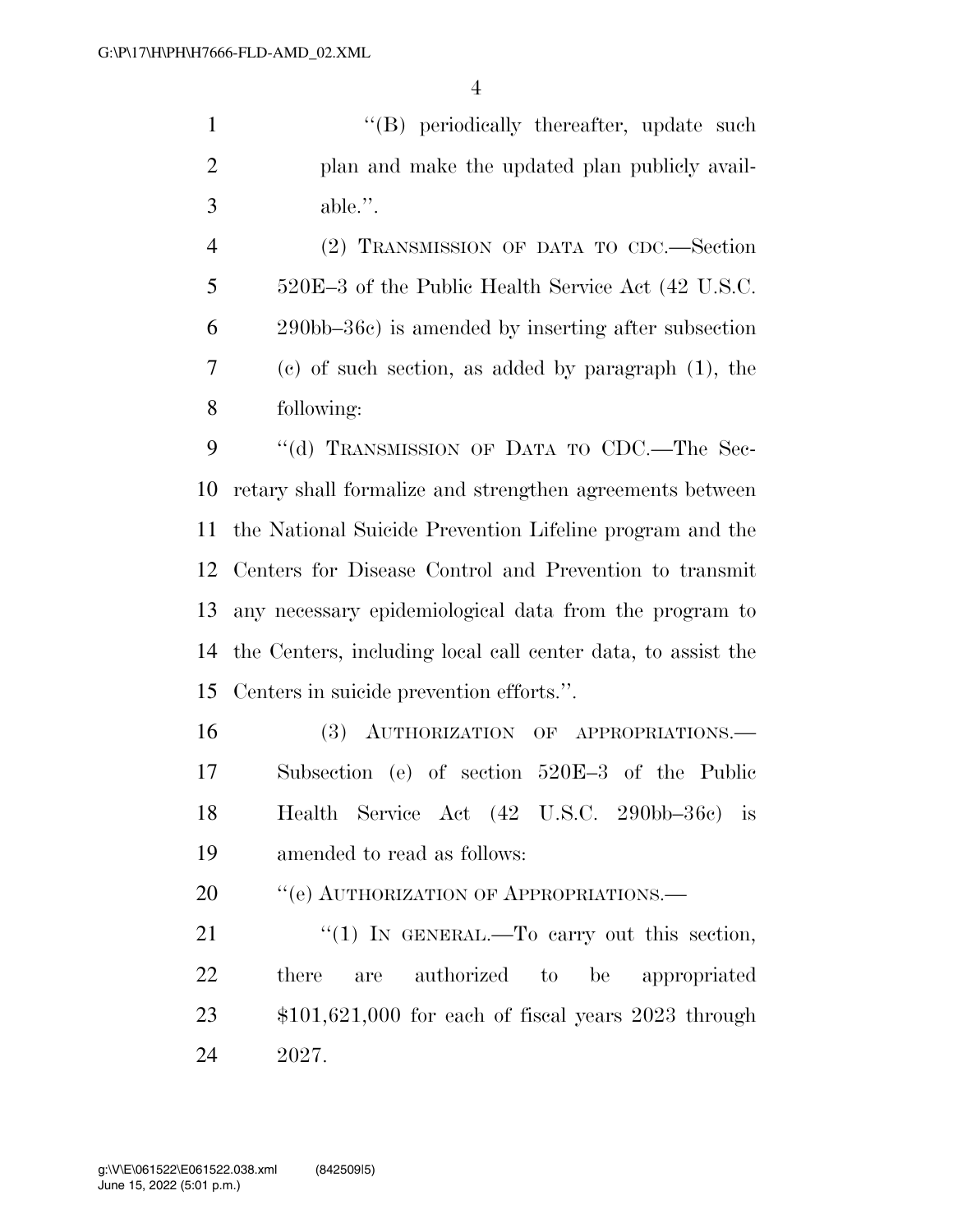"(B) periodically thereafter, update such plan and make the updated plan publicly available.".

(2) TRANSMISSION OF DATA TO CDC.—Section 520E–3 of the Public Health Service Act (42 U.S.C. 290bb–36c) is amended by inserting after subsection (c) of such section, as added by paragraph (1), the following:

"(d) TRANSMISSION OF DATA TO CDC.—The Secretary shall formalize and strengthen agreements between the National Suicide Prevention Lifeline program and the Centers for Disease Control and Prevention to transmit any necessary epidemiological data from the program to the Centers, including local call center data, to assist the Centers in suicide prevention efforts.".

(3) AUTHORIZATION OF APPROPRIATIONS.—Subsection (e) of section 520E–3 of the Public Health Service Act (42 U.S.C. 290bb–36c) is amended to read as follows:

"(e) AUTHORIZATION OF APPROPRIATIONS.—

"(1) IN GENERAL.—To carry out this section, there are authorized to be appropriated $101,621,000 for each of fiscal years 2023 through 2027.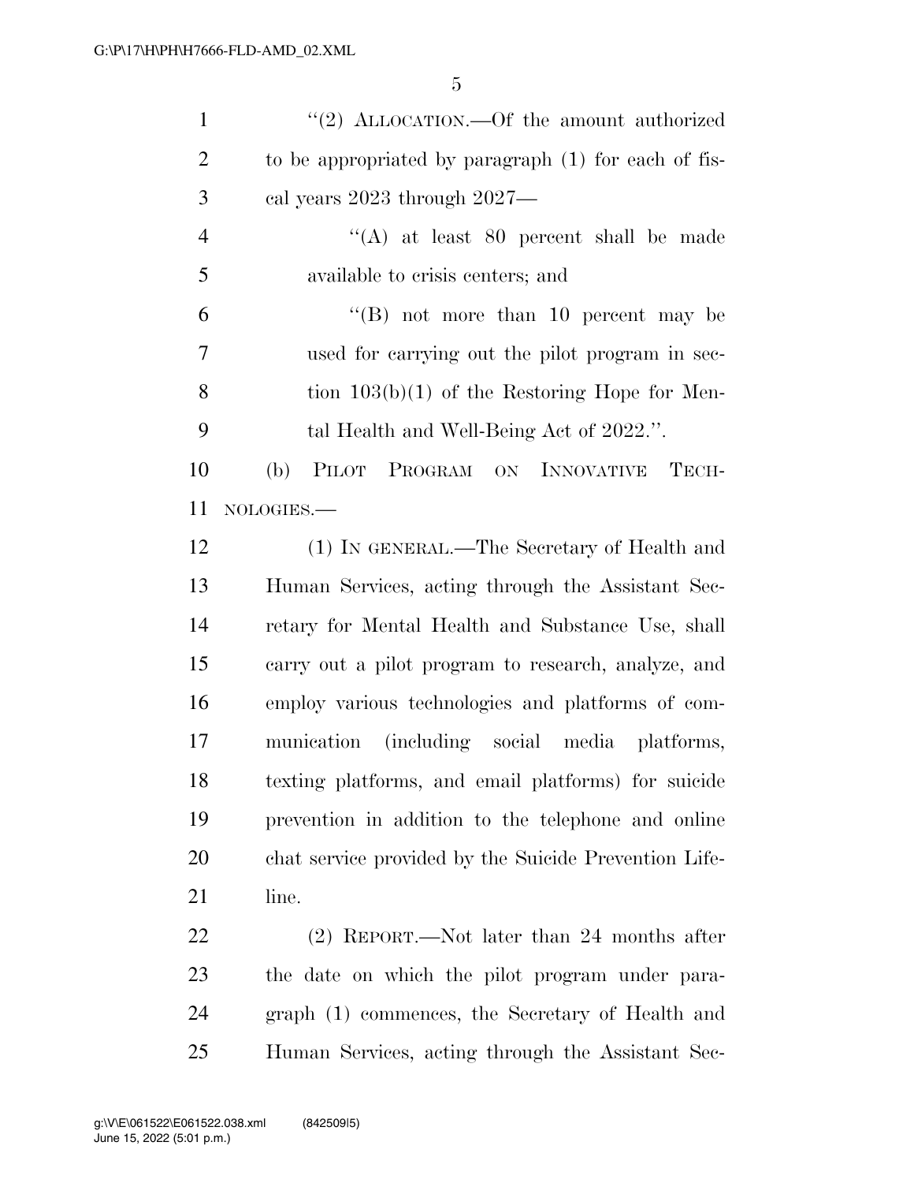"(2) ALLOCATION.—Of the amount authorized to be appropriated by paragraph (1) for each of fiscal years 2023 through 2027—

"(A) at least 80 percent shall be made available to crisis centers; and

"(B) not more than 10 percent may be used for carrying out the pilot program in section 103(b)(1) of the Restoring Hope for Mental Health and Well-Being Act of 2022.".

(b) PILOT PROGRAM ON INNOVATIVE TECHNOLOGIES.—

(1) IN GENERAL.—The Secretary of Health and Human Services, acting through the Assistant Secretary for Mental Health and Substance Use, shall carry out a pilot program to research, analyze, and employ various technologies and platforms of communication (including social media platforms, texting platforms, and email platforms) for suicide prevention in addition to the telephone and online chat service provided by the Suicide Prevention Lifeline.

(2) REPORT.—Not later than 24 months after the date on which the pilot program under paragraph (1) commences, the Secretary of Health and Human Services, acting through the Assistant Sec-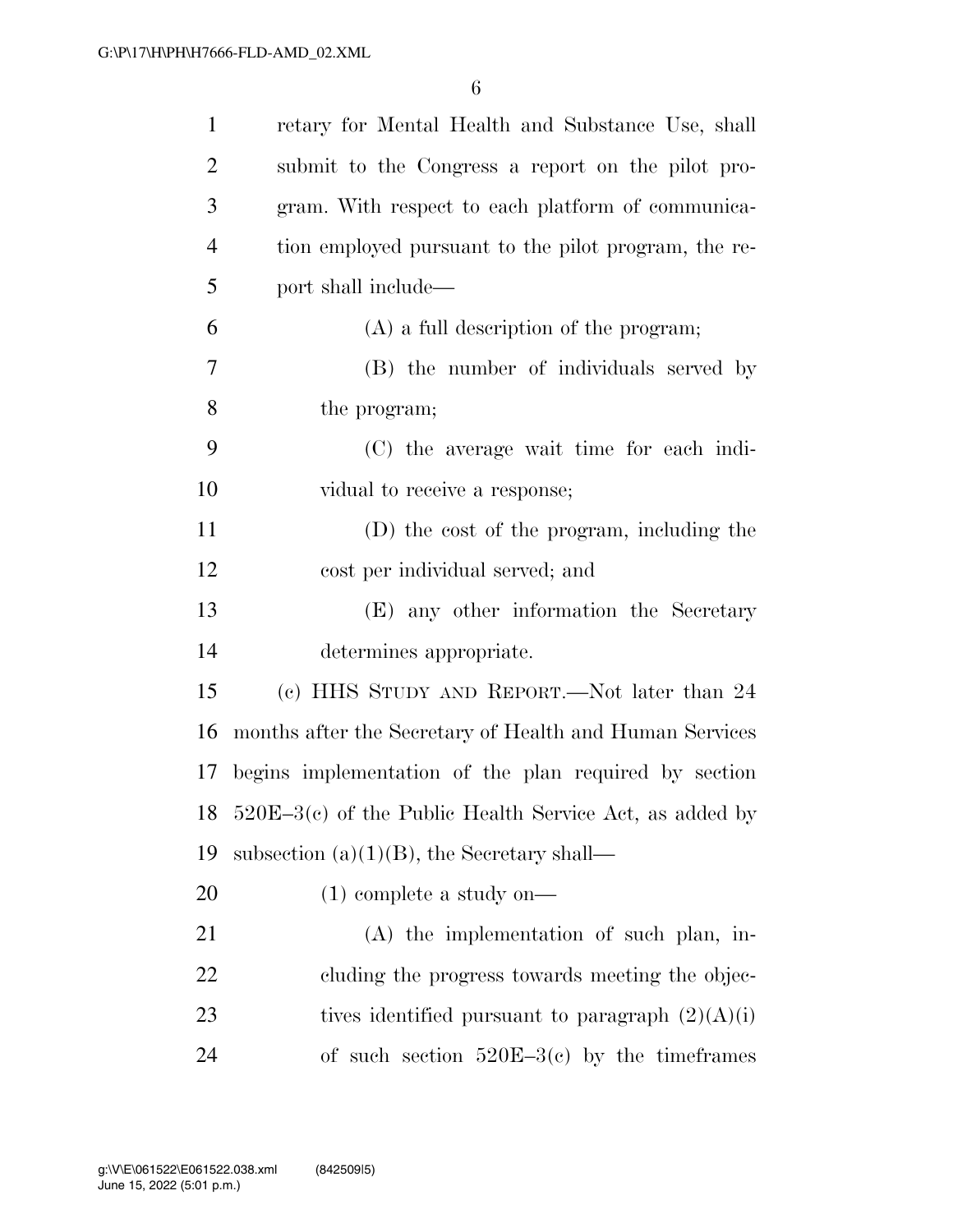retary for Mental Health and Substance Use, shall submit to the Congress a report on the pilot program. With respect to each platform of communication employed pursuant to the pilot program, the report shall include—

(A) a full description of the program;

(B) the number of individuals served by the program;

(C) the average wait time for each individual to receive a response;

(D) the cost of the program, including the cost per individual served; and

(E) any other information the Secretary determines appropriate.

(c) HHS STUDY AND REPORT.—Not later than 24 months after the Secretary of Health and Human Services begins implementation of the plan required by section 520E–3(c) of the Public Health Service Act, as added by subsection (a)(1)(B), the Secretary shall—

(1) complete a study on—

(A) the implementation of such plan, including the progress towards meeting the objectives identified pursuant to paragraph (2)(A)(i) of such section 520E–3(c) by the timeframes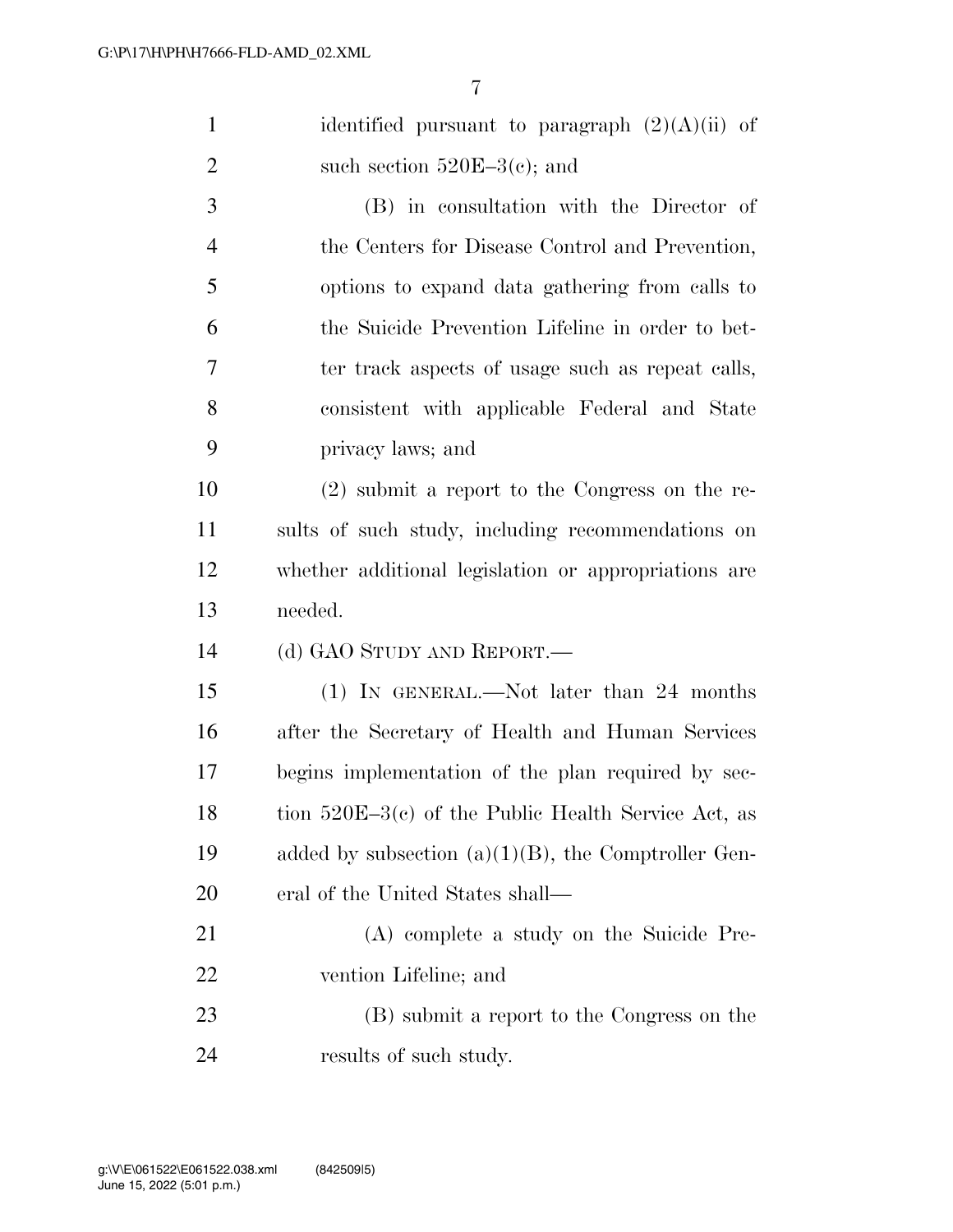identified pursuant to paragraph (2)(A)(ii) of such section 520E–3(c); and

(B) in consultation with the Director of the Centers for Disease Control and Prevention, options to expand data gathering from calls to the Suicide Prevention Lifeline in order to better track aspects of usage such as repeat calls, consistent with applicable Federal and State privacy laws; and

(2) submit a report to the Congress on the results of such study, including recommendations on whether additional legislation or appropriations are needed.

(d) GAO STUDY AND REPORT.—

(1) IN GENERAL.—Not later than 24 months after the Secretary of Health and Human Services begins implementation of the plan required by section 520E–3(c) of the Public Health Service Act, as added by subsection (a)(1)(B), the Comptroller General of the United States shall—

(A) complete a study on the Suicide Prevention Lifeline; and

(B) submit a report to the Congress on the results of such study.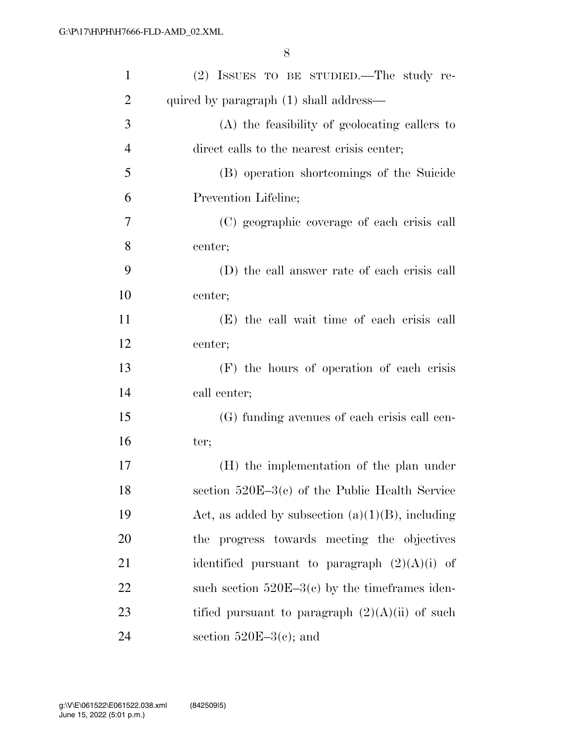(2) ISSUES TO BE STUDIED.—The study required by paragraph (1) shall address—

(A) the feasibility of geolocating callers to direct calls to the nearest crisis center;

(B) operation shortcomings of the Suicide Prevention Lifeline;

(C) geographic coverage of each crisis call center;

(D) the call answer rate of each crisis call center;

(E) the call wait time of each crisis call center;

(F) the hours of operation of each crisis call center;

(G) funding avenues of each crisis call center;

(H) the implementation of the plan under section 520E–3(c) of the Public Health Service Act, as added by subsection (a)(1)(B), including the progress towards meeting the objectives identified pursuant to paragraph (2)(A)(i) of such section 520E–3(c) by the timeframes identified pursuant to paragraph (2)(A)(ii) of such section 520E–3(c); and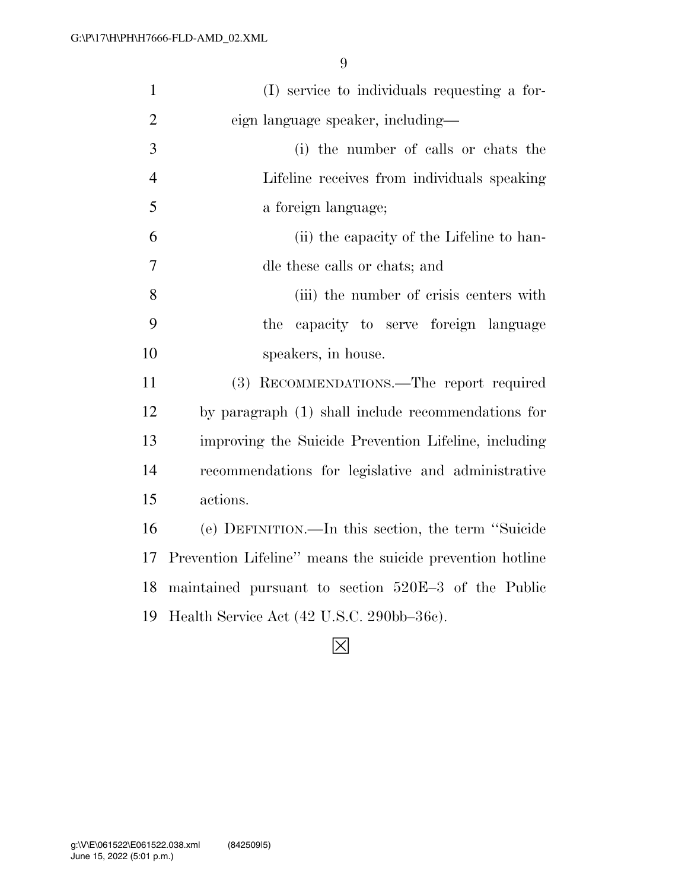(I) service to individuals requesting a foreign language speaker, including—

(i) the number of calls or chats the Lifeline receives from individuals speaking a foreign language;

(ii) the capacity of the Lifeline to handle these calls or chats; and

(iii) the number of crisis centers with the capacity to serve foreign language speakers, in house.

(3) RECOMMENDATIONS.—The report required by paragraph (1) shall include recommendations for improving the Suicide Prevention Lifeline, including recommendations for legislative and administrative actions.

(e) DEFINITION.—In this section, the term ''Suicide Prevention Lifeline'' means the suicide prevention hotline maintained pursuant to section 520E–3 of the Public Health Service Act (42 U.S.C. 290bb–36c).

☒